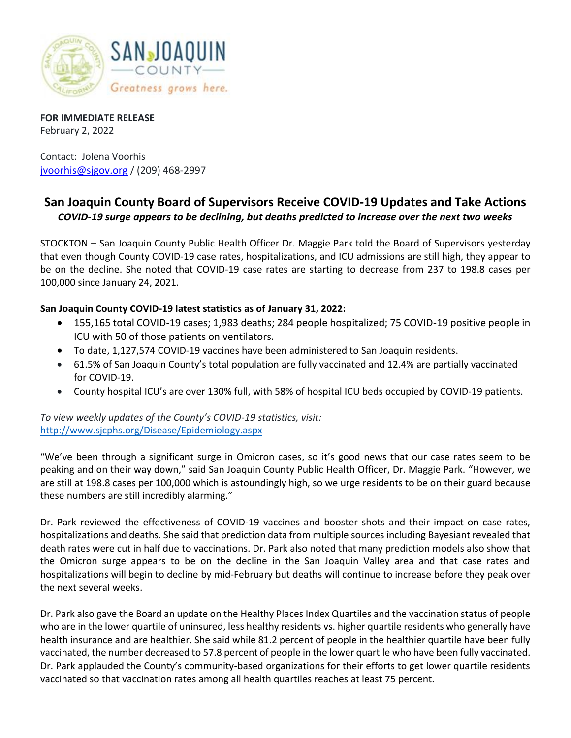**FOR IMMEDIATE RELEASE**
February 2, 2022

Contact: Jolena Voorhis
jvoorhis@sjgov.org / (209) 468-2997

## San Joaquin County Board of Supervisors Receive COVID-19 Updates and Take Actions

***COVID-19 surge appears to be declining, but deaths predicted to increase over the next two weeks***

STOCKTON – San Joaquin County Public Health Officer Dr. Maggie Park told the Board of Supervisors yesterday that even though County COVID-19 case rates, hospitalizations, and ICU admissions are still high, they appear to be on the decline. She noted that COVID-19 case rates are starting to decrease from 237 to 198.8 cases per 100,000 since January 24, 2021.

**San Joaquin County COVID-19 latest statistics as of January 31, 2022:**

- 155,165 total COVID-19 cases; 1,983 deaths; 284 people hospitalized; 75 COVID-19 positive people in ICU with 50 of those patients on ventilators.
- To date, 1,127,574 COVID-19 vaccines have been administered to San Joaquin residents.
- 61.5% of San Joaquin County's total population are fully vaccinated and 12.4% are partially vaccinated for COVID-19.
- County hospital ICU's are over 130% full, with 58% of hospital ICU beds occupied by COVID-19 patients.

*To view weekly updates of the County's COVID-19 statistics, visit:*
http://www.sjcphs.org/Disease/Epidemiology.aspx

"We've been through a significant surge in Omicron cases, so it's good news that our case rates seem to be peaking and on their way down," said San Joaquin County Public Health Officer, Dr. Maggie Park. "However, we are still at 198.8 cases per 100,000 which is astoundingly high, so we urge residents to be on their guard because these numbers are still incredibly alarming."

Dr. Park reviewed the effectiveness of COVID-19 vaccines and booster shots and their impact on case rates, hospitalizations and deaths. She said that prediction data from multiple sources including Bayesiant revealed that death rates were cut in half due to vaccinations. Dr. Park also noted that many prediction models also show that the Omicron surge appears to be on the decline in the San Joaquin Valley area and that case rates and hospitalizations will begin to decline by mid-February but deaths will continue to increase before they peak over the next several weeks.

Dr. Park also gave the Board an update on the Healthy Places Index Quartiles and the vaccination status of people who are in the lower quartile of uninsured, less healthy residents vs. higher quartile residents who generally have health insurance and are healthier. She said while 81.2 percent of people in the healthier quartile have been fully vaccinated, the number decreased to 57.8 percent of people in the lower quartile who have been fully vaccinated. Dr. Park applauded the County's community-based organizations for their efforts to get lower quartile residents vaccinated so that vaccination rates among all health quartiles reaches at least 75 percent.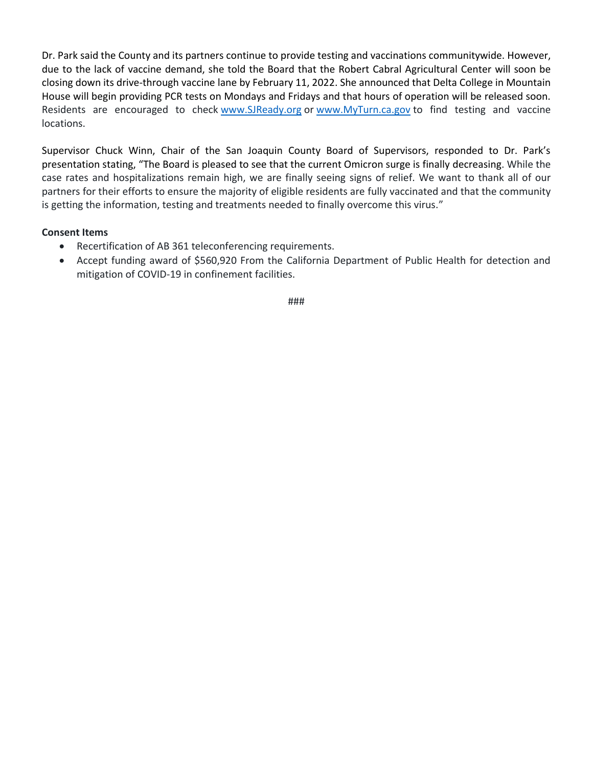Dr. Park said the County and its partners continue to provide testing and vaccinations communitywide. However, due to the lack of vaccine demand, she told the Board that the Robert Cabral Agricultural Center will soon be closing down its drive-through vaccine lane by February 11, 2022. She announced that Delta College in Mountain House will begin providing PCR tests on Mondays and Fridays and that hours of operation will be released soon. Residents are encouraged to check [www.SJReady.org](http://www.SJReady.org) or [www.MyTurn.ca.gov](http://www.MyTurn.ca.gov) to find testing and vaccine locations.

Supervisor Chuck Winn, Chair of the San Joaquin County Board of Supervisors, responded to Dr. Park's presentation stating, "The Board is pleased to see that the current Omicron surge is finally decreasing. While the case rates and hospitalizations remain high, we are finally seeing signs of relief. We want to thank all of our partners for their efforts to ensure the majority of eligible residents are fully vaccinated and that the community is getting the information, testing and treatments needed to finally overcome this virus."

**Consent Items**

- Recertification of AB 361 teleconferencing requirements.
- Accept funding award of $560,920 From the California Department of Public Health for detection and mitigation of COVID-19 in confinement facilities.

###